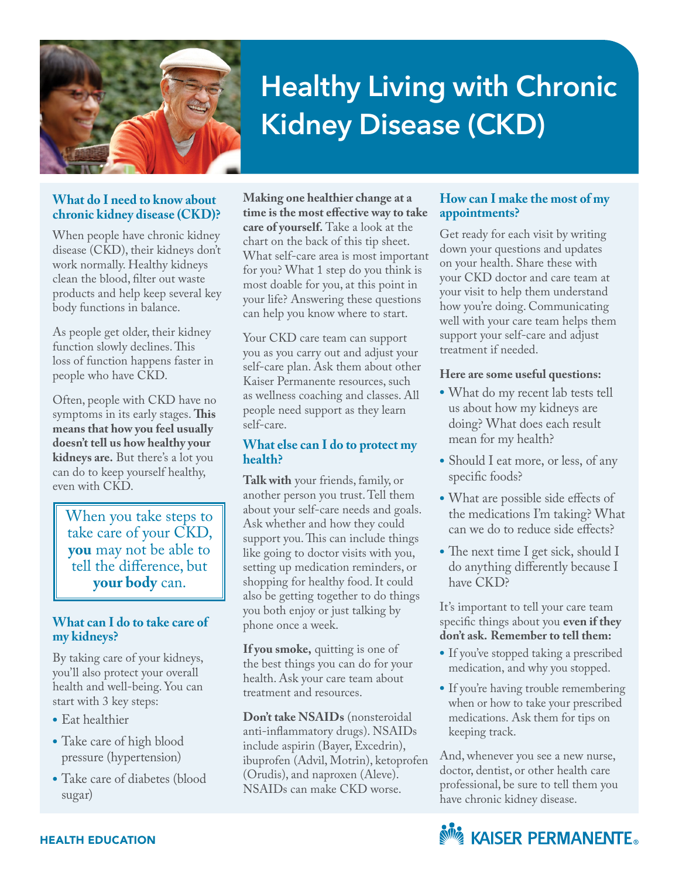# Healthy Living with Chronic Kidney Disease (CKD)

### What do I need to know about chronic kidney disease (CKD)?

When people have chronic kidney disease (CKD), their kidneys don't work normally. Healthy kidneys clean the blood, filter out waste products and help keep several key body functions in balance.

As people get older, their kidney function slowly declines. This loss of function happens faster in people who have CKD.

Often, people with CKD have no symptoms in its early stages. **This means that how you feel usually doesn't tell us how healthy your kidneys are.** But there's a lot you can do to keep yourself healthy, even with CKD.

> When you take steps to take care of your CKD, **you** may not be able to tell the difference, but **your body** can.

### What can I do to take care of my kidneys?

By taking care of your kidneys, you'll also protect your overall health and well-being. You can start with 3 key steps:

- Eat healthier
- Take care of high blood pressure (hypertension)
- Take care of diabetes (blood sugar)

**Making one healthier change at a time is the most effective way to take care of yourself.** Take a look at the chart on the back of this tip sheet. What self-care area is most important for you? What 1 step do you think is most doable for you, at this point in your life? Answering these questions can help you know where to start.

Your CKD care team can support you as you carry out and adjust your self-care plan. Ask them about other Kaiser Permanente resources, such as wellness coaching and classes. All people need support as they learn self-care.

### What else can I do to protect my health?

**Talk with** your friends, family, or another person you trust. Tell them about your self-care needs and goals. Ask whether and how they could support you. This can include things like going to doctor visits with you, setting up medication reminders, or shopping for healthy food. It could also be getting together to do things you both enjoy or just talking by phone once a week.

**If you smoke,** quitting is one of the best things you can do for your health. Ask your care team about treatment and resources.

**Don't take NSAIDs** (nonsteroidal anti-inflammatory drugs). NSAIDs include aspirin (Bayer, Excedrin), ibuprofen (Advil, Motrin), ketoprofen (Orudis), and naproxen (Aleve). NSAIDs can make CKD worse.

### How can I make the most of my appointments?

Get ready for each visit by writing down your questions and updates on your health. Share these with your CKD doctor and care team at your visit to help them understand how you're doing. Communicating well with your care team helps them support your self-care and adjust treatment if needed.

**Here are some useful questions:**

- What do my recent lab tests tell us about how my kidneys are doing? What does each result mean for my health?
- Should I eat more, or less, of any specific foods?
- What are possible side effects of the medications I'm taking? What can we do to reduce side effects?
- The next time I get sick, should I do anything differently because I have CKD?

It's important to tell your care team specific things about you **even if they don't ask. Remember to tell them:**

- If you've stopped taking a prescribed medication, and why you stopped.
- If you're having trouble remembering when or how to take your prescribed medications. Ask them for tips on keeping track.

And, whenever you see a new nurse, doctor, dentist, or other health care professional, be sure to tell them you have chronic kidney disease.

HEALTH EDUCATION

KAISER PERMANENTE®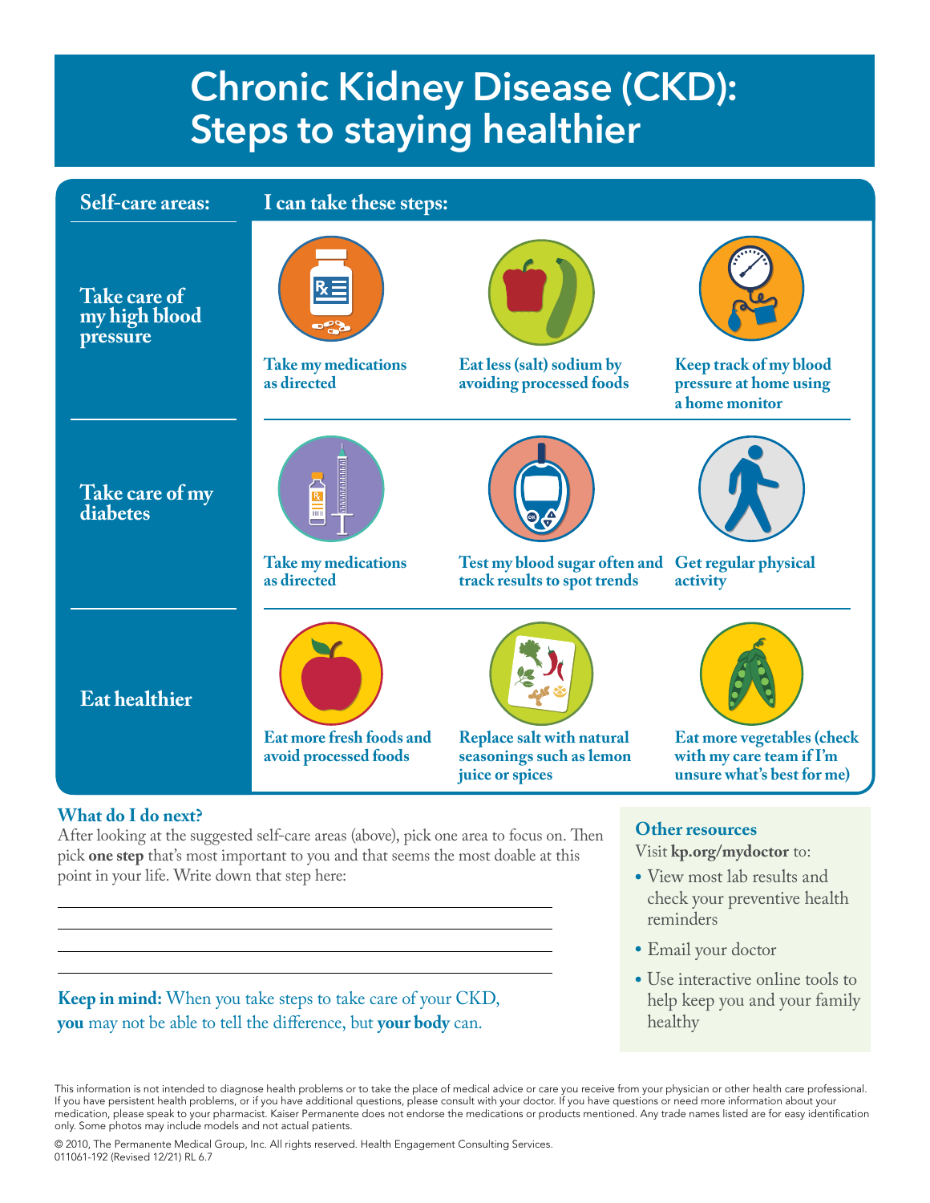# Chronic Kidney Disease (CKD): Steps to staying healthier

| Self-care areas: | I can take these steps: | | |
|---|---|---|---|
| **Take care of my high blood pressure** | **Take my medications as directed** | **Eat less (salt) sodium by avoiding processed foods** | **Keep track of my blood pressure at home using a home monitor** |
| **Take care of my diabetes** | **Take my medications as directed** | **Test my blood sugar often and track results to spot trends** | **Get regular physical activity** |
| **Eat healthier** | **Eat more fresh foods and avoid processed foods** | **Replace salt with natural seasonings such as lemon juice or spices** | **Eat more vegetables (check with my care team if I'm unsure what's best for me)** |

## What do I do next?

After looking at the suggested self-care areas (above), pick one area to focus on. Then pick **one step** that's most important to you and that seems the most doable at this point in your life. Write down that step here:

______________________________________________

______________________________________________

______________________________________________

______________________________________________

**Keep in mind:** When you take steps to take care of your CKD, **you** may not be able to tell the difference, but **your body** can.

### Other resources

Visit **kp.org/mydoctor** to:

- View most lab results and check your preventive health reminders
- Email your doctor
- Use interactive online tools to help keep you and your family healthy

This information is not intended to diagnose health problems or to take the place of medical advice or care you receive from your physician or other health care professional. If you have persistent health problems, or if you have additional questions, please consult with your doctor. If you have questions or need more information about your medication, please speak to your pharmacist. Kaiser Permanente does not endorse the medications or products mentioned. Any trade names listed are for easy identification only. Some photos may include models and not actual patients.

© 2010, The Permanente Medical Group, Inc. All rights reserved. Health Engagement Consulting Services.
011061-192 (Revised 12/21) RL 6.7